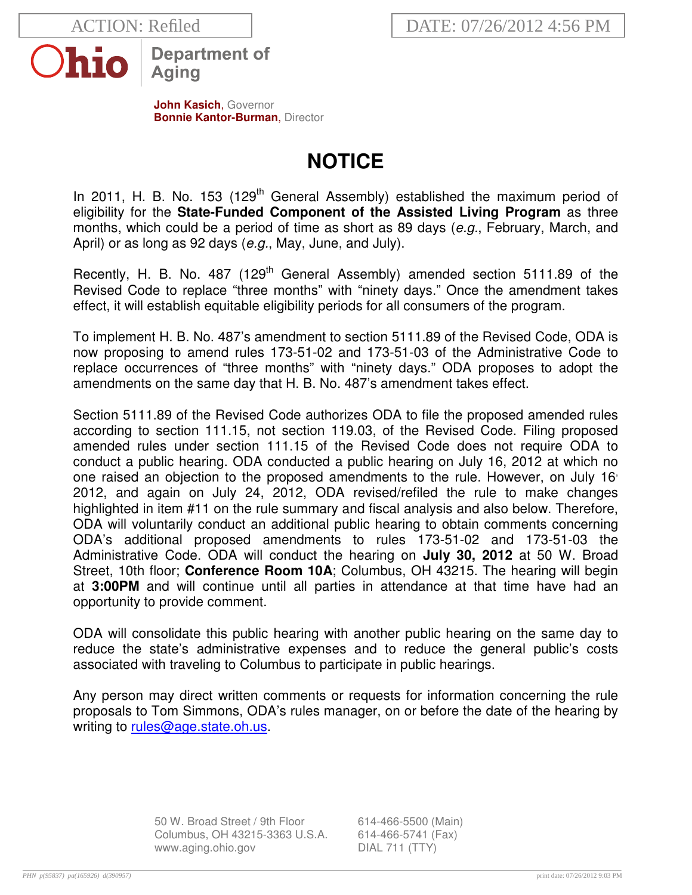ACTION: Refiled

DATE: 07/26/2012 4:56 PM

Ohio Department of Aging

**John Kasich**, Governor
**Bonnie Kantor-Burman**, Director

# NOTICE

In 2011, H. B. No. 153 (129th General Assembly) established the maximum period of eligibility for the **State-Funded Component of the Assisted Living Program** as three months, which could be a period of time as short as 89 days (*e.g.*, February, March, and April) or as long as 92 days (*e.g.*, May, June, and July).

Recently, H. B. No. 487 (129th General Assembly) amended section 5111.89 of the Revised Code to replace "three months" with "ninety days." Once the amendment takes effect, it will establish equitable eligibility periods for all consumers of the program.

To implement H. B. No. 487's amendment to section 5111.89 of the Revised Code, ODA is now proposing to amend rules 173-51-02 and 173-51-03 of the Administrative Code to replace occurrences of "three months" with "ninety days." ODA proposes to adopt the amendments on the same day that H. B. No. 487's amendment takes effect.

Section 5111.89 of the Revised Code authorizes ODA to file the proposed amended rules according to section 111.15, not section 119.03, of the Revised Code. Filing proposed amended rules under section 111.15 of the Revised Code does not require ODA to conduct a public hearing. ODA conducted a public hearing on July 16, 2012 at which no one raised an objection to the proposed amendments to the rule. However, on July 16, 2012, and again on July 24, 2012, ODA revised/refiled the rule to make changes highlighted in item #11 on the rule summary and fiscal analysis and also below. Therefore, ODA will voluntarily conduct an additional public hearing to obtain comments concerning ODA's additional proposed amendments to rules 173-51-02 and 173-51-03 the Administrative Code. ODA will conduct the hearing on **July 30, 2012** at 50 W. Broad Street, 10th floor; **Conference Room 10A**; Columbus, OH 43215. The hearing will begin at **3:00PM** and will continue until all parties in attendance at that time have had an opportunity to provide comment.

ODA will consolidate this public hearing with another public hearing on the same day to reduce the state's administrative expenses and to reduce the general public's costs associated with traveling to Columbus to participate in public hearings.

Any person may direct written comments or requests for information concerning the rule proposals to Tom Simmons, ODA's rules manager, on or before the date of the hearing by writing to rules@age.state.oh.us.

50 W. Broad Street / 9th Floor
Columbus, OH 43215-3363 U.S.A.
www.aging.ohio.gov

614-466-5500 (Main)
614-466-5741 (Fax)
DIAL 711 (TTY)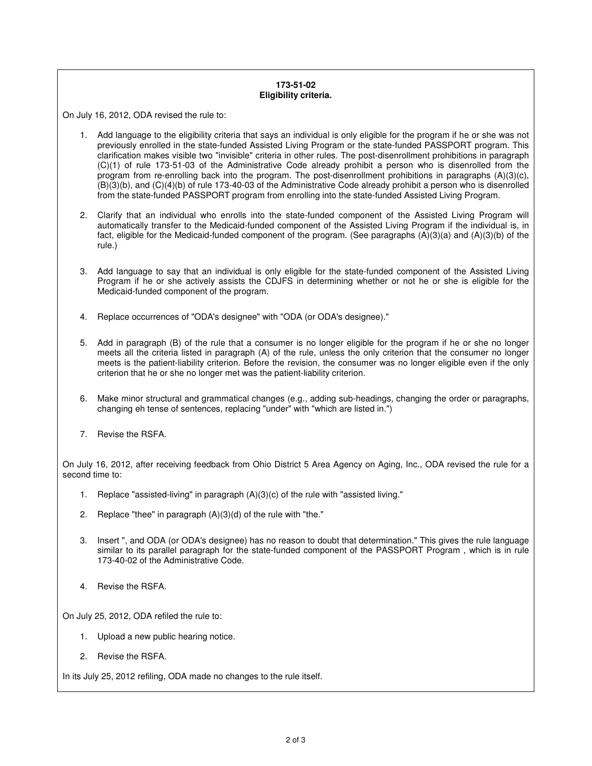**173-51-02**
**Eligibility criteria.**

On July 16, 2012, ODA revised the rule to:

1. Add language to the eligibility criteria that says an individual is only eligible for the program if he or she was not previously enrolled in the state-funded Assisted Living Program or the state-funded PASSPORT program. This clarification makes visible two "invisible" criteria in other rules. The post-disenrollment prohibitions in paragraph (C)(1) of rule 173-51-03 of the Administrative Code already prohibit a person who is disenrolled from the program from re-enrolling back into the program. The post-disenrollment prohibitions in paragraphs (A)(3)(c), (B)(3)(b), and (C)(4)(b) of rule 173-40-03 of the Administrative Code already prohibit a person who is disenrolled from the state-funded PASSPORT program from enrolling into the state-funded Assisted Living Program.

2. Clarify that an individual who enrolls into the state-funded component of the Assisted Living Program will automatically transfer to the Medicaid-funded component of the Assisted Living Program if the individual is, in fact, eligible for the Medicaid-funded component of the program. (See paragraphs (A)(3)(a) and (A)(3)(b) of the rule.)

3. Add language to say that an individual is only eligible for the state-funded component of the Assisted Living Program if he or she actively assists the CDJFS in determining whether or not he or she is eligible for the Medicaid-funded component of the program.

4. Replace occurrences of "ODA's designee" with "ODA (or ODA's designee)."

5. Add in paragraph (B) of the rule that a consumer is no longer eligible for the program if he or she no longer meets all the criteria listed in paragraph (A) of the rule, unless the only criterion that the consumer no longer meets is the patient-liability criterion. Before the revision, the consumer was no longer eligible even if the only criterion that he or she no longer met was the patient-liability criterion.

6. Make minor structural and grammatical changes (e.g., adding sub-headings, changing the order or paragraphs, changing eh tense of sentences, replacing "under" with "which are listed in.")

7. Revise the RSFA.

On July 16, 2012, after receiving feedback from Ohio District 5 Area Agency on Aging, Inc., ODA revised the rule for a second time to:

1. Replace "assisted-living" in paragraph (A)(3)(c) of the rule with "assisted living."

2. Replace "thee" in paragraph (A)(3)(d) of the rule with "the."

3. Insert ", and ODA (or ODA's designee) has no reason to doubt that determination." This gives the rule language similar to its parallel paragraph for the state-funded component of the PASSPORT Program , which is in rule 173-40-02 of the Administrative Code.

4. Revise the RSFA.

On July 25, 2012, ODA refiled the rule to:

1. Upload a new public hearing notice.

2. Revise the RSFA.

In its July 25, 2012 refiling, ODA made no changes to the rule itself.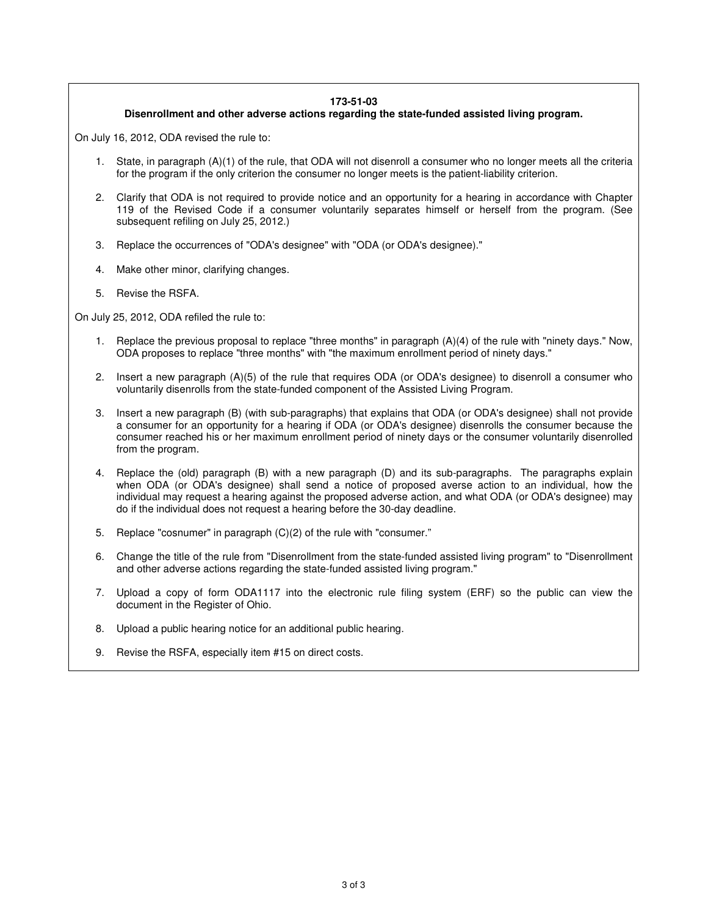**173-51-03**

**Disenrollment and other adverse actions regarding the state-funded assisted living program.**

On July 16, 2012, ODA revised the rule to:

1. State, in paragraph (A)(1) of the rule, that ODA will not disenroll a consumer who no longer meets all the criteria for the program if the only criterion the consumer no longer meets is the patient-liability criterion.
2. Clarify that ODA is not required to provide notice and an opportunity for a hearing in accordance with Chapter 119 of the Revised Code if a consumer voluntarily separates himself or herself from the program. (See subsequent refiling on July 25, 2012.)
3. Replace the occurrences of "ODA's designee" with "ODA (or ODA's designee)."
4. Make other minor, clarifying changes.
5. Revise the RSFA.

On July 25, 2012, ODA refiled the rule to:

1. Replace the previous proposal to replace "three months" in paragraph (A)(4) of the rule with "ninety days." Now, ODA proposes to replace "three months" with "the maximum enrollment period of ninety days."
2. Insert a new paragraph (A)(5) of the rule that requires ODA (or ODA's designee) to disenroll a consumer who voluntarily disenrolls from the state-funded component of the Assisted Living Program.
3. Insert a new paragraph (B) (with sub-paragraphs) that explains that ODA (or ODA's designee) shall not provide a consumer for an opportunity for a hearing if ODA (or ODA's designee) disenrolls the consumer because the consumer reached his or her maximum enrollment period of ninety days or the consumer voluntarily disenrolled from the program.
4. Replace the (old) paragraph (B) with a new paragraph (D) and its sub-paragraphs. The paragraphs explain when ODA (or ODA's designee) shall send a notice of proposed averse action to an individual, how the individual may request a hearing against the proposed adverse action, and what ODA (or ODA's designee) may do if the individual does not request a hearing before the 30-day deadline.
5. Replace "cosnumer" in paragraph (C)(2) of the rule with "consumer."
6. Change the title of the rule from "Disenrollment from the state-funded assisted living program" to "Disenrollment and other adverse actions regarding the state-funded assisted living program."
7. Upload a copy of form ODA1117 into the electronic rule filing system (ERF) so the public can view the document in the Register of Ohio.
8. Upload a public hearing notice for an additional public hearing.
9. Revise the RSFA, especially item #15 on direct costs.